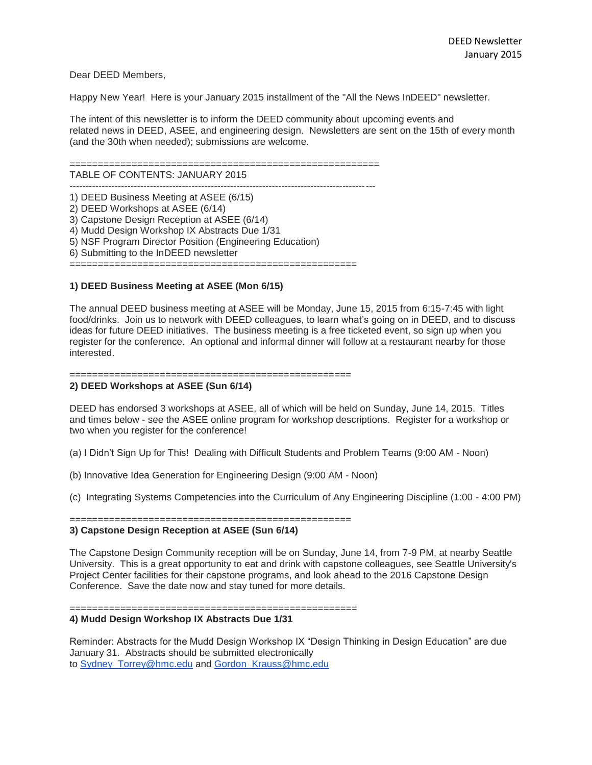DEED Newsletter
January 2015

Dear DEED Members,

Happy New Year! Here is your January 2015 installment of the "All the News InDEED" newsletter.

The intent of this newsletter is to inform the DEED community about upcoming events and related news in DEED, ASEE, and engineering design. Newsletters are sent on the 15th of every month (and the 30th when needed); submissions are welcome.

=======================================================

TABLE OF CONTENTS: JANUARY 2015

---

1) DEED Business Meeting at ASEE (6/15)
2) DEED Workshops at ASEE (6/14)
3) Capstone Design Reception at ASEE (6/14)
4) Mudd Design Workshop IX Abstracts Due 1/31
5) NSF Program Director Position (Engineering Education)
6) Submitting to the InDEED newsletter

===================================================

**1) DEED Business Meeting at ASEE (Mon 6/15)**

The annual DEED business meeting at ASEE will be Monday, June 15, 2015 from 6:15-7:45 with light food/drinks. Join us to network with DEED colleagues, to learn what's going on in DEED, and to discuss ideas for future DEED initiatives. The business meeting is a free ticketed event, so sign up when you register for the conference. An optional and informal dinner will follow at a restaurant nearby for those interested.

===================================================

**2) DEED Workshops at ASEE (Sun 6/14)**

DEED has endorsed 3 workshops at ASEE, all of which will be held on Sunday, June 14, 2015. Titles and times below - see the ASEE online program for workshop descriptions. Register for a workshop or two when you register for the conference!

(a) I Didn't Sign Up for This! Dealing with Difficult Students and Problem Teams (9:00 AM - Noon)

(b) Innovative Idea Generation for Engineering Design (9:00 AM - Noon)

(c) Integrating Systems Competencies into the Curriculum of Any Engineering Discipline (1:00 - 4:00 PM)

===================================================

**3) Capstone Design Reception at ASEE (Sun 6/14)**

The Capstone Design Community reception will be on Sunday, June 14, from 7-9 PM, at nearby Seattle University. This is a great opportunity to eat and drink with capstone colleagues, see Seattle University's Project Center facilities for their capstone programs, and look ahead to the 2016 Capstone Design Conference. Save the date now and stay tuned for more details.

===================================================

**4) Mudd Design Workshop IX Abstracts Due 1/31**

Reminder: Abstracts for the Mudd Design Workshop IX "Design Thinking in Design Education" are due January 31. Abstracts should be submitted electronically to Sydney_Torrey@hmc.edu and Gordon_Krauss@hmc.edu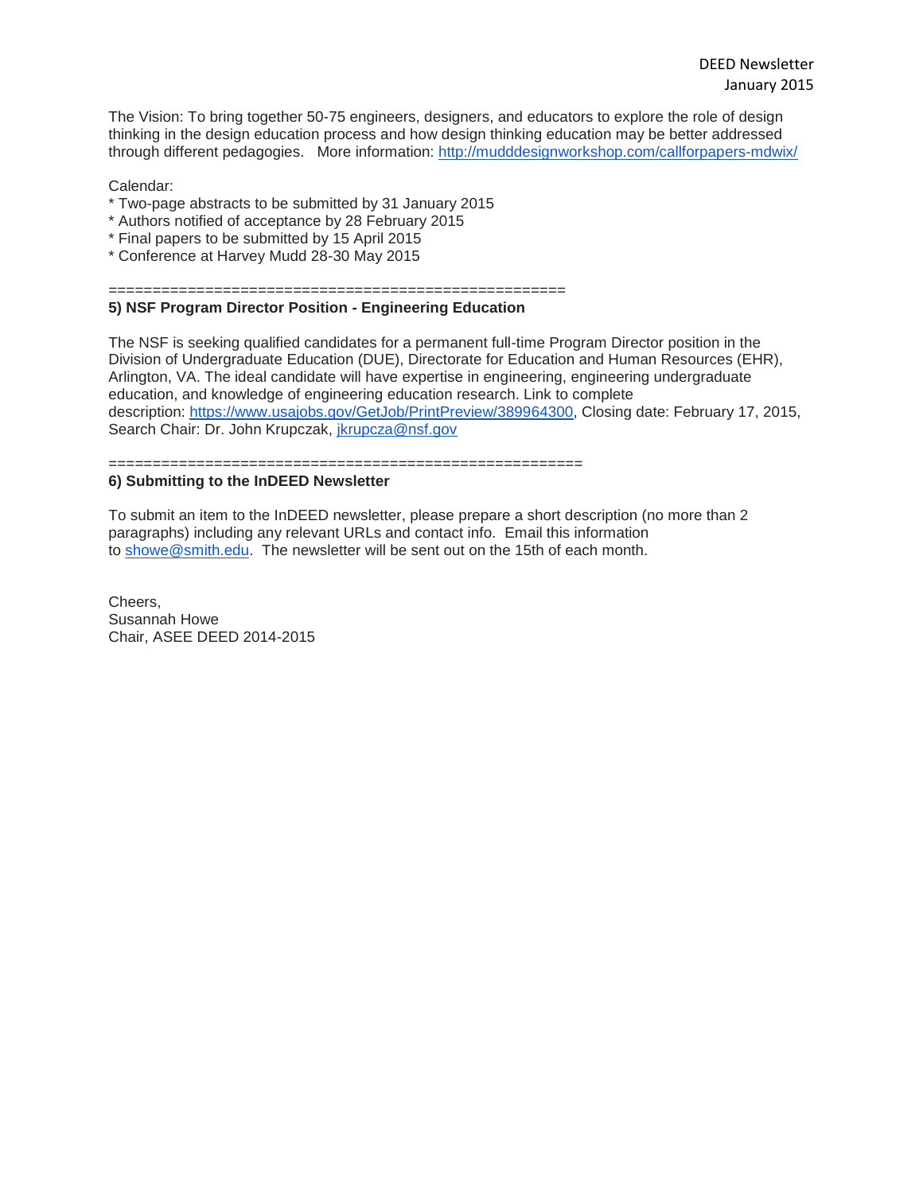The Vision: To bring together 50-75 engineers, designers, and educators to explore the role of design thinking in the design education process and how design thinking education may be better addressed through different pedagogies. More information: http://mudddesignworkshop.com/callforpapers-mdwix/

Calendar:
* Two-page abstracts to be submitted by 31 January 2015
* Authors notified of acceptance by 28 February 2015
* Final papers to be submitted by 15 April 2015
* Conference at Harvey Mudd 28-30 May 2015

====================================================
**5) NSF Program Director Position - Engineering Education**

The NSF is seeking qualified candidates for a permanent full-time Program Director position in the Division of Undergraduate Education (DUE), Directorate for Education and Human Resources (EHR), Arlington, VA. The ideal candidate will have expertise in engineering, engineering undergraduate education, and knowledge of engineering education research. Link to complete description: https://www.usajobs.gov/GetJob/PrintPreview/389964300, Closing date: February 17, 2015, Search Chair: Dr. John Krupczak, jkrupcza@nsf.gov

====================================================
**6) Submitting to the InDEED Newsletter**

To submit an item to the InDEED newsletter, please prepare a short description (no more than 2 paragraphs) including any relevant URLs and contact info. Email this information to showe@smith.edu. The newsletter will be sent out on the 15th of each month.

Cheers,
Susannah Howe
Chair, ASEE DEED 2014-2015